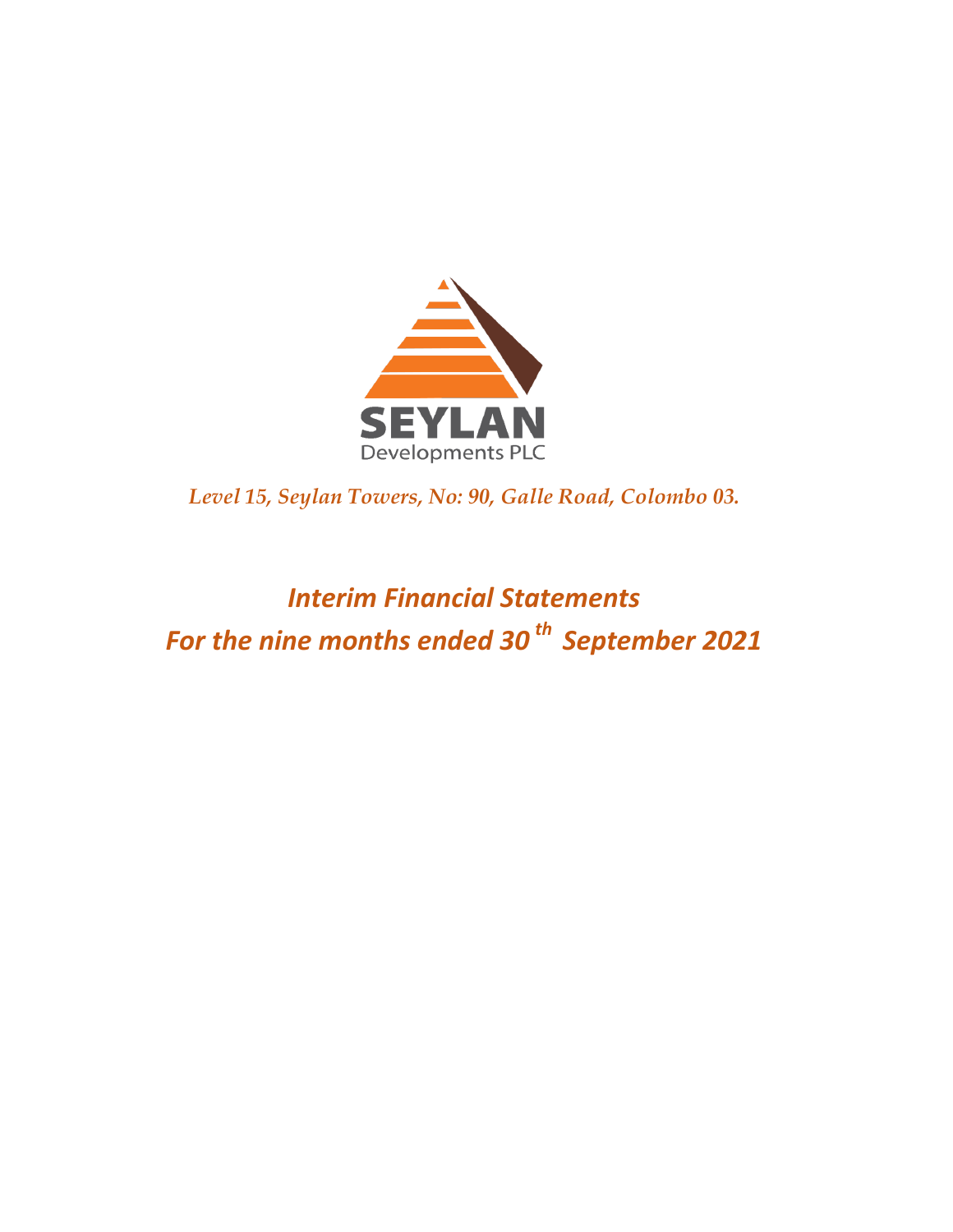SEYLAN

Developments PLC

*Level 15, Seylan Towers, No: 90, Galle Road, Colombo 03.*

# *Interim Financial Statements*
# *For the nine months ended 30th September 2021*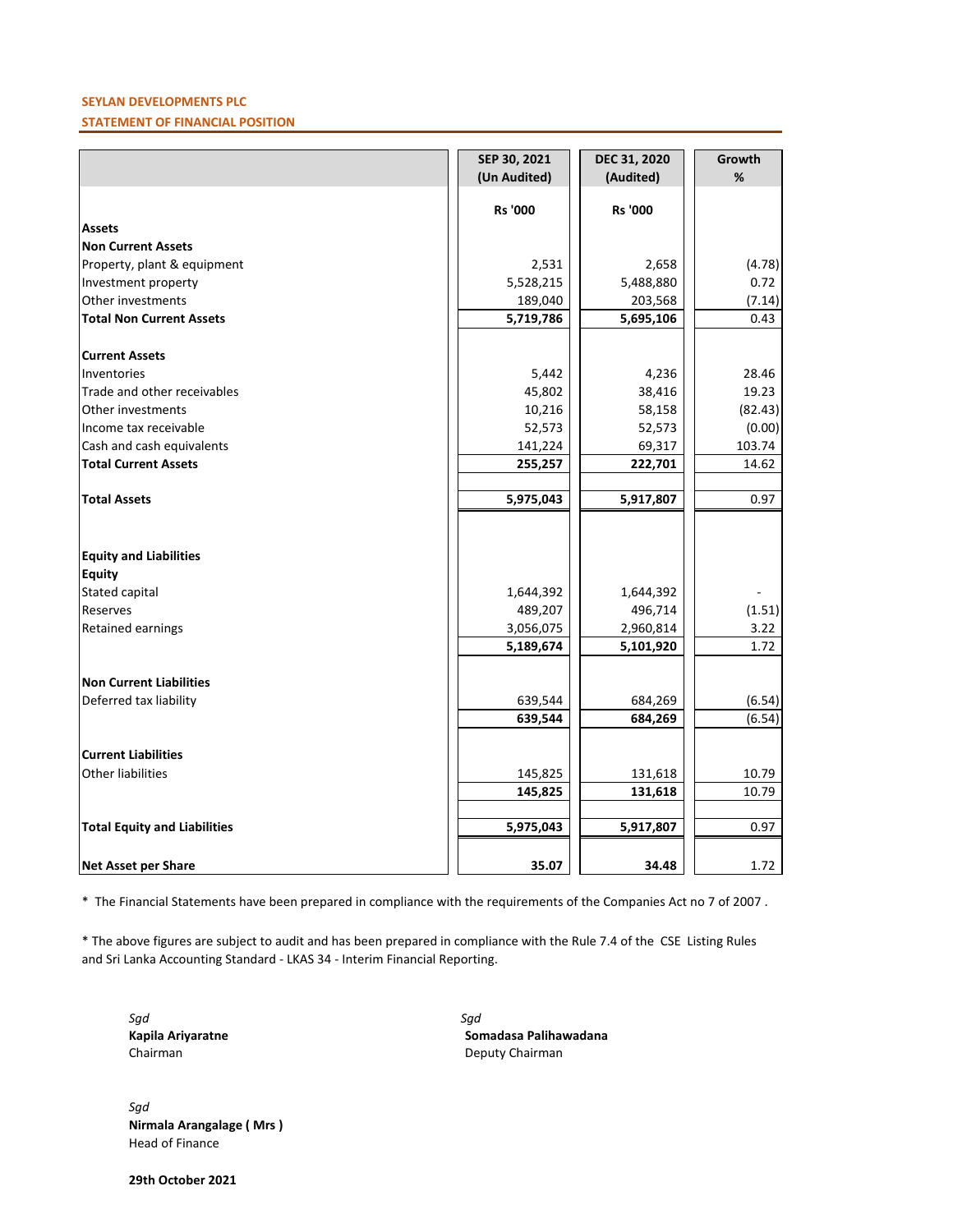**SEYLAN DEVELOPMENTS PLC**

**STATEMENT OF FINANCIAL POSITION**

| | SEP 30, 2021 (Un Audited) | DEC 31, 2020 (Audited) | Growth % |
|---|---|---|---|
| | **Rs '000** | **Rs '000** | |
| **Assets** | | | |
| **Non Current Assets** | | | |
| Property, plant & equipment | 2,531 | 2,658 | (4.78) |
| Investment property | 5,528,215 | 5,488,880 | 0.72 |
| Other investments | 189,040 | 203,568 | (7.14) |
| **Total Non Current Assets** | **5,719,786** | **5,695,106** | 0.43 |
| | | | |
| **Current Assets** | | | |
| Inventories | 5,442 | 4,236 | 28.46 |
| Trade and other receivables | 45,802 | 38,416 | 19.23 |
| Other investments | 10,216 | 58,158 | (82.43) |
| Income tax receivable | 52,573 | 52,573 | (0.00) |
| Cash and cash equivalents | 141,224 | 69,317 | 103.74 |
| **Total Current Assets** | **255,257** | **222,701** | 14.62 |
| | | | |
| **Total Assets** | **5,975,043** | **5,917,807** | 0.97 |
| | | | |
| **Equity and Liabilities** | | | |
| **Equity** | | | |
| Stated capital | 1,644,392 | 1,644,392 | - |
| Reserves | 489,207 | 496,714 | (1.51) |
| Retained earnings | 3,056,075 | 2,960,814 | 3.22 |
| | **5,189,674** | **5,101,920** | 1.72 |
| | | | |
| **Non Current Liabilities** | | | |
| Deferred tax liability | 639,544 | 684,269 | (6.54) |
| | **639,544** | **684,269** | (6.54) |
| | | | |
| **Current Liabilities** | | | |
| Other liabilities | 145,825 | 131,618 | 10.79 |
| | **145,825** | **131,618** | 10.79 |
| | | | |
| **Total Equity and Liabilities** | **5,975,043** | **5,917,807** | 0.97 |
| | | | |
| **Net Asset per Share** | **35.07** | **34.48** | 1.72 |

\* The Financial Statements have been prepared in compliance with the requirements of the Companies Act no 7 of 2007 .

\* The above figures are subject to audit and has been prepared in compliance with the Rule 7.4 of the CSE Listing Rules and Sri Lanka Accounting Standard - LKAS 34 - Interim Financial Reporting.

*Sgd*
**Kapila Ariyaratne**
Chairman

*Sgd*
**Somadasa Palihawadana**
Deputy Chairman

*Sgd*
**Nirmala Arangalage ( Mrs )**
Head of Finance

**29th October 2021**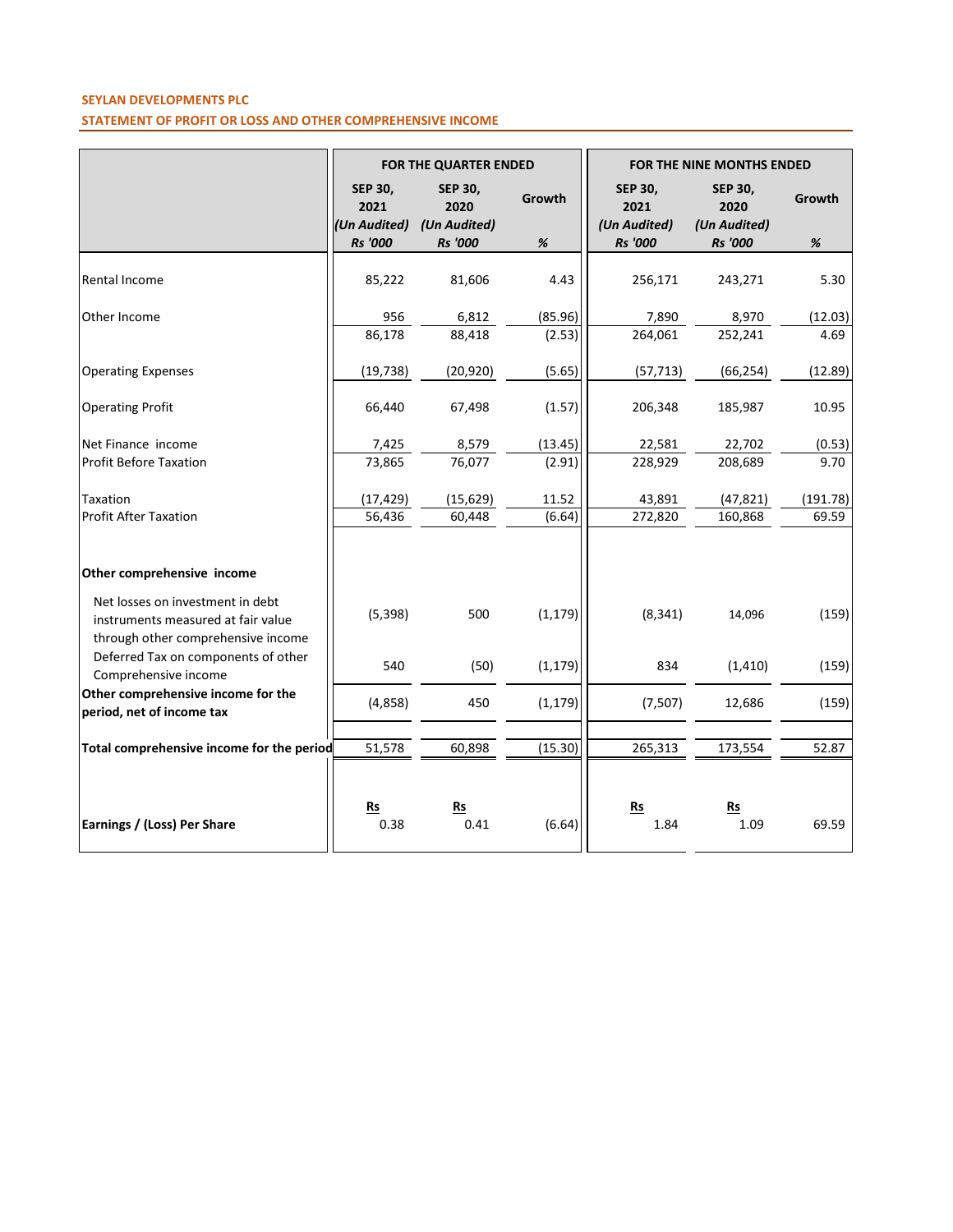**SEYLAN DEVELOPMENTS PLC**

**STATEMENT OF PROFIT OR LOSS AND OTHER COMPREHENSIVE INCOME**

| | FOR THE QUARTER ENDED | | | FOR THE NINE MONTHS ENDED | | |
|---|---|---|---|---|---|---|
| | SEP 30, 2021 *(Un Audited)* *Rs '000* | SEP 30, 2020 *(Un Audited)* *Rs '000* | Growth *%* | SEP 30, 2021 *(Un Audited)* *Rs '000* | SEP 30, 2020 *(Un Audited)* *Rs '000* | Growth *%* |
| Rental Income | 85,222 | 81,606 | 4.43 | 256,171 | 243,271 | 5.30 |
| Other Income | 956 | 6,812 | (85.96) | 7,890 | 8,970 | (12.03) |
| | 86,178 | 88,418 | (2.53) | 264,061 | 252,241 | 4.69 |
| Operating Expenses | (19,738) | (20,920) | (5.65) | (57,713) | (66,254) | (12.89) |
| Operating Profit | 66,440 | 67,498 | (1.57) | 206,348 | 185,987 | 10.95 |
| Net Finance income | 7,425 | 8,579 | (13.45) | 22,581 | 22,702 | (0.53) |
| Profit Before Taxation | 73,865 | 76,077 | (2.91) | 228,929 | 208,689 | 9.70 |
| Taxation | (17,429) | (15,629) | 11.52 | 43,891 | (47,821) | (191.78) |
| Profit After Taxation | 56,436 | 60,448 | (6.64) | 272,820 | 160,868 | 69.59 |
| **Other comprehensive income** | | | | | | |
| Net losses on investment in debt instruments measured at fair value through other comprehensive income | (5,398) | 500 | (1,179) | (8,341) | 14,096 | (159) |
| Deferred Tax on components of other Comprehensive income | 540 | (50) | (1,179) | 834 | (1,410) | (159) |
| **Other comprehensive income for the period, net of income tax** | (4,858) | 450 | (1,179) | (7,507) | 12,686 | (159) |
| **Total comprehensive income for the period** | 51,578 | 60,898 | (15.30) | 265,313 | 173,554 | 52.87 |
| | Rs | Rs | | Rs | Rs | |
| **Earnings / (Loss) Per Share** | 0.38 | 0.41 | (6.64) | 1.84 | 1.09 | 69.59 |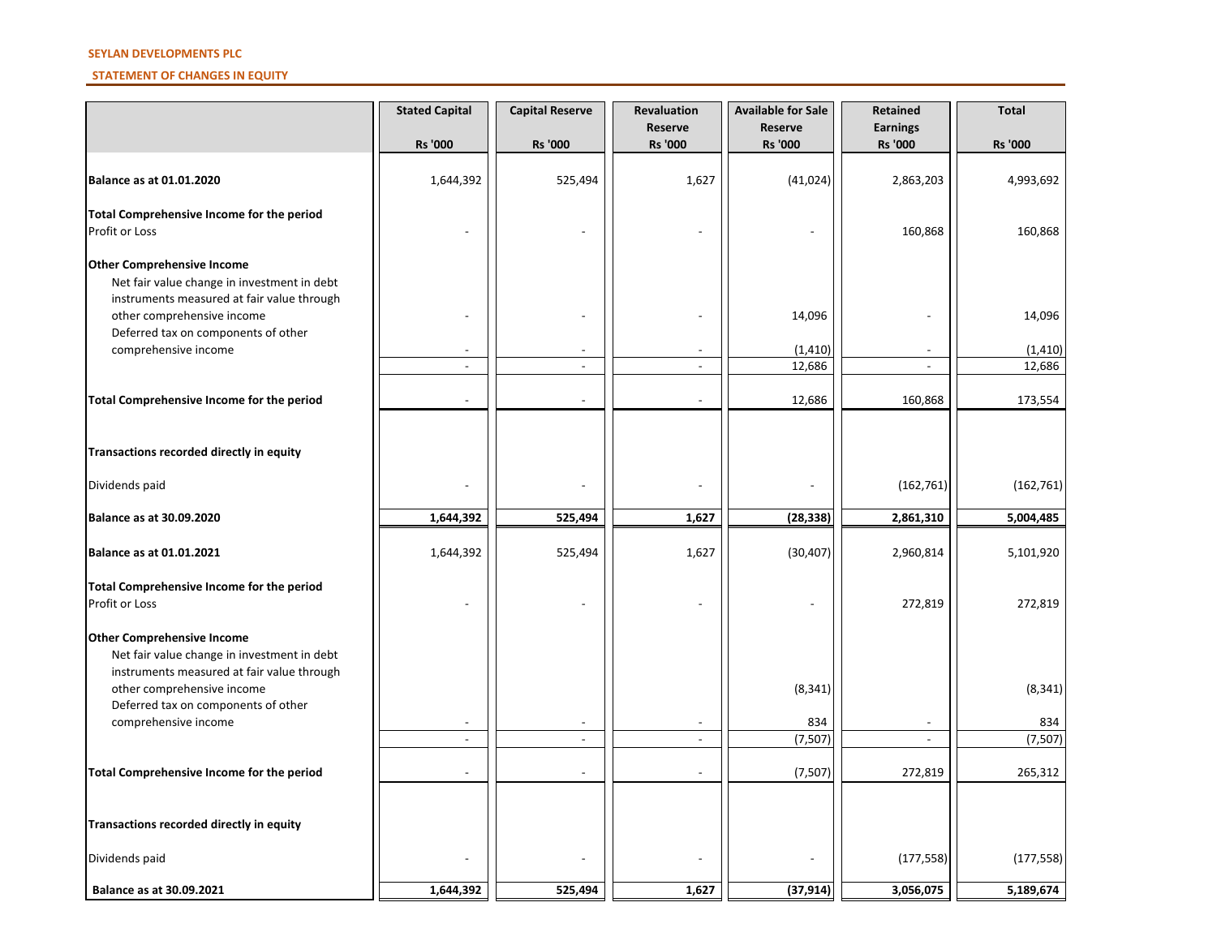**SEYLAN DEVELOPMENTS PLC**

**STATEMENT OF CHANGES IN EQUITY**

| | Stated Capital Rs '000 | Capital Reserve Rs '000 | Revaluation Reserve Rs '000 | Available for Sale Reserve Rs '000 | Retained Earnings Rs '000 | Total Rs '000 |
|---|---|---|---|---|---|---|
| **Balance as at 01.01.2020** | 1,644,392 | 525,494 | 1,627 | (41,024) | 2,863,203 | 4,993,692 |
| **Total Comprehensive Income for the period** | | | | | | |
| Profit or Loss | - | - | - | - | 160,868 | 160,868 |
| **Other Comprehensive Income** | | | | | | |
| Net fair value change in investment in debt instruments measured at fair value through other comprehensive income | - | - | - | 14,096 | - | 14,096 |
| Deferred tax on components of other comprehensive income | - | - | - | (1,410) | - | (1,410) |
| | - | - | - | 12,686 | - | 12,686 |
| **Total Comprehensive Income for the period** | - | - | - | 12,686 | 160,868 | 173,554 |
| **Transactions recorded directly in equity** | | | | | | |
| Dividends paid | - | - | - | - | (162,761) | (162,761) |
| **Balance as at 30.09.2020** | **1,644,392** | **525,494** | **1,627** | **(28,338)** | **2,861,310** | **5,004,485** |
| **Balance as at 01.01.2021** | 1,644,392 | 525,494 | 1,627 | (30,407) | 2,960,814 | 5,101,920 |
| **Total Comprehensive Income for the period** | | | | | | |
| Profit or Loss | - | - | - | - | 272,819 | 272,819 |
| **Other Comprehensive Income** | | | | | | |
| Net fair value change in investment in debt instruments measured at fair value through other comprehensive income | | | | (8,341) | | (8,341) |
| Deferred tax on components of other comprehensive income | - | - | - | 834 | - | 834 |
| | - | - | - | (7,507) | - | (7,507) |
| **Total Comprehensive Income for the period** | - | - | - | (7,507) | 272,819 | 265,312 |
| **Transactions recorded directly in equity** | | | | | | |
| Dividends paid | - | - | - | - | (177,558) | (177,558) |
| **Balance as at 30.09.2021** | **1,644,392** | **525,494** | **1,627** | **(37,914)** | **3,056,075** | **5,189,674** |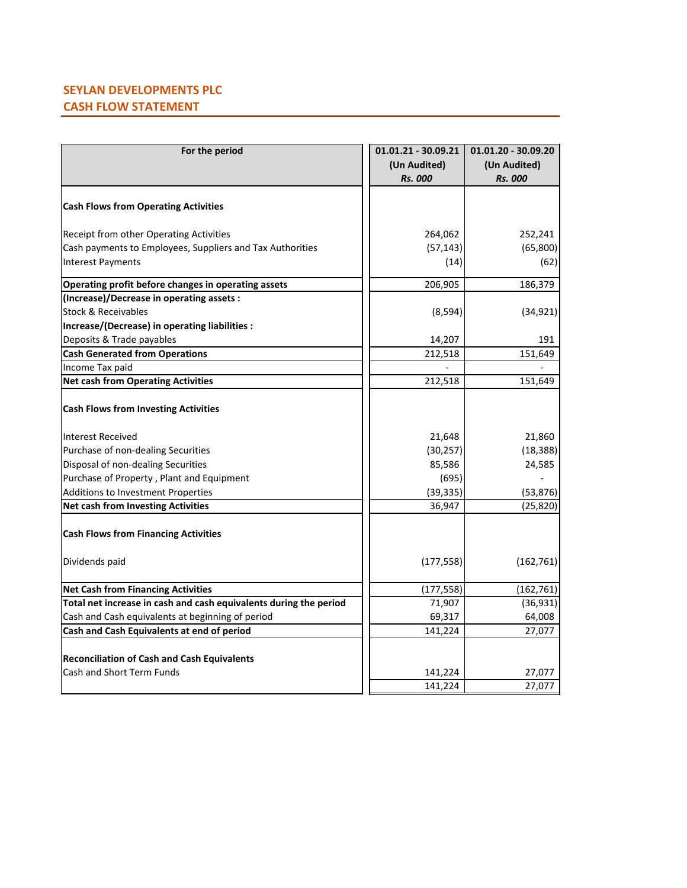## SEYLAN DEVELOPMENTS PLC
## CASH FLOW STATEMENT

| For the period | 01.01.21 - 30.09.21 (Un Audited) *Rs. 000* | 01.01.20 - 30.09.20 (Un Audited) *Rs. 000* |
|---|---|---|
| **Cash Flows from Operating Activities** | | |
| Receipt from other Operating Activities | 264,062 | 252,241 |
| Cash payments to Employees, Suppliers and Tax Authorities | (57,143) | (65,800) |
| Interest Payments | (14) | (62) |
| **Operating profit before changes in operating assets** | 206,905 | 186,379 |
| **(Increase)/Decrease in operating assets :** | | |
| Stock & Receivables | (8,594) | (34,921) |
| **Increase/(Decrease) in operating liabilities :** | | |
| Deposits & Trade payables | 14,207 | 191 |
| **Cash Generated from Operations** | 212,518 | 151,649 |
| Income Tax paid | - | - |
| **Net cash from Operating Activities** | 212,518 | 151,649 |
| **Cash Flows from Investing Activities** | | |
| Interest Received | 21,648 | 21,860 |
| Purchase of non-dealing Securities | (30,257) | (18,388) |
| Disposal of non-dealing Securities | 85,586 | 24,585 |
| Purchase of Property , Plant and Equipment | (695) | - |
| Additions to Investment Properties | (39,335) | (53,876) |
| **Net cash from Investing Activities** | 36,947 | (25,820) |
| **Cash Flows from Financing Activities** | | |
| Dividends paid | (177,558) | (162,761) |
| **Net Cash from Financing Activities** | (177,558) | (162,761) |
| **Total net increase in cash and cash equivalents during the period** | 71,907 | (36,931) |
| Cash and Cash equivalents at beginning of period | 69,317 | 64,008 |
| **Cash and Cash Equivalents at end of period** | 141,224 | 27,077 |
| **Reconciliation of Cash and Cash Equivalents** | | |
| Cash and Short Term Funds | 141,224 | 27,077 |
| | 141,224 | 27,077 |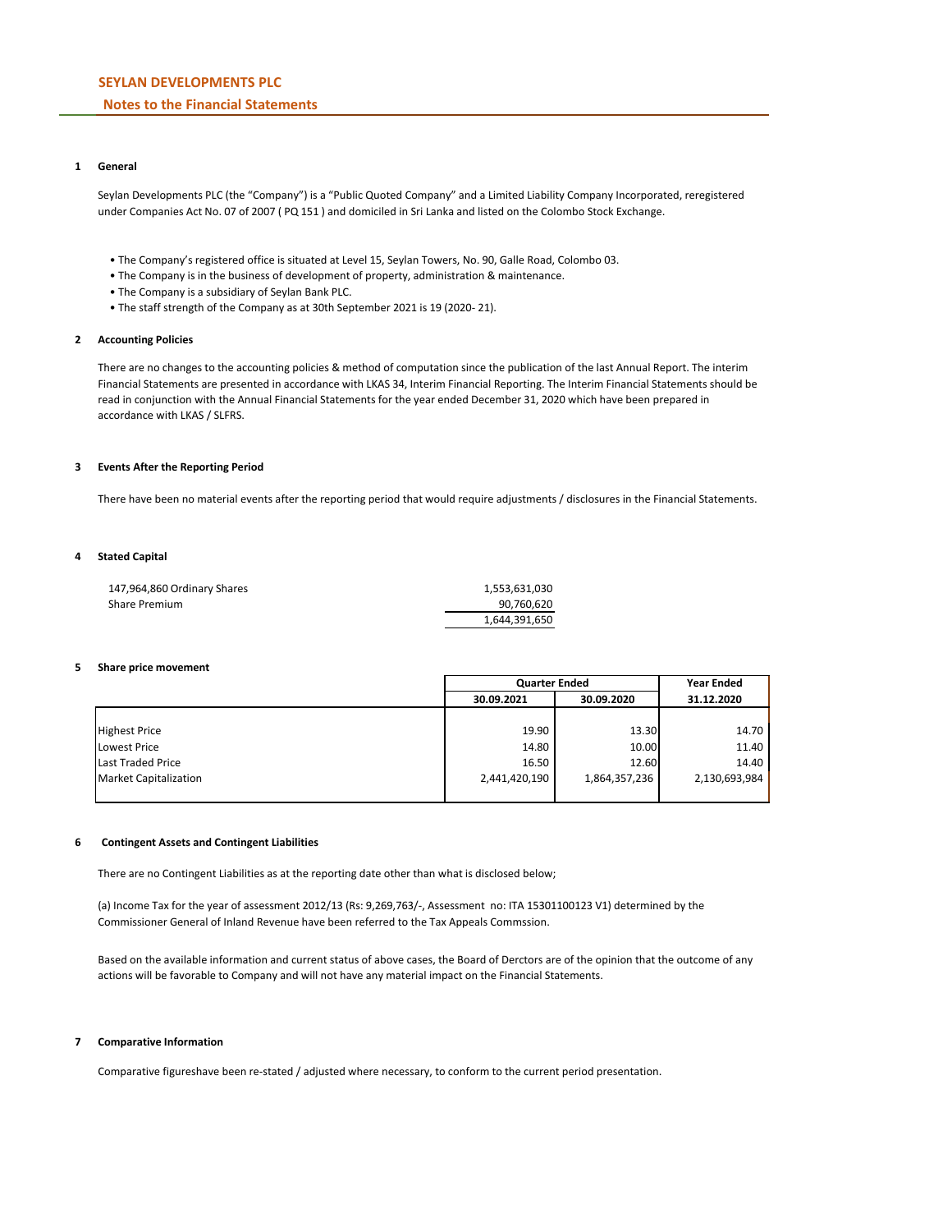**SEYLAN DEVELOPMENTS PLC**

**Notes to the Financial Statements**

## 1 General

Seylan Developments PLC (the "Company") is a "Public Quoted Company" and a Limited Liability Company Incorporated, reregistered under Companies Act No. 07 of 2007 ( PQ 151 ) and domiciled in Sri Lanka and listed on the Colombo Stock Exchange.

- The Company's registered office is situated at Level 15, Seylan Towers, No. 90, Galle Road, Colombo 03.
- The Company is in the business of development of property, administration & maintenance.
- The Company is a subsidiary of Seylan Bank PLC.
- The staff strength of the Company as at 30th September 2021 is 19 (2020- 21).

## 2 Accounting Policies

There are no changes to the accounting policies & method of computation since the publication of the last Annual Report. The interim Financial Statements are presented in accordance with LKAS 34, Interim Financial Reporting. The Interim Financial Statements should be read in conjunction with the Annual Financial Statements for the year ended December 31, 2020 which have been prepared in accordance with LKAS / SLFRS.

## 3 Events After the Reporting Period

There have been no material events after the reporting period that would require adjustments / disclosures in the Financial Statements.

## 4 Stated Capital

| | |
|---|---|
| 147,964,860 Ordinary Shares | 1,553,631,030 |
| Share Premium | 90,760,620 |
| | 1,644,391,650 |

## 5 Share price movement

| | Quarter Ended | | Year Ended |
|---|---|---|---|
| | 30.09.2021 | 30.09.2020 | 31.12.2020 |
| Highest Price | 19.90 | 13.30 | 14.70 |
| Lowest Price | 14.80 | 10.00 | 11.40 |
| Last Traded Price | 16.50 | 12.60 | 14.40 |
| Market Capitalization | 2,441,420,190 | 1,864,357,236 | 2,130,693,984 |

## 6 Contingent Assets and Contingent Liabilities

There are no Contingent Liabilities as at the reporting date other than what is disclosed below;

(a) Income Tax for the year of assessment 2012/13 (Rs: 9,269,763/-, Assessment no: ITA 15301100123 V1) determined by the Commissioner General of Inland Revenue have been referred to the Tax Appeals Commssion.

Based on the available information and current status of above cases, the Board of Derctors are of the opinion that the outcome of any actions will be favorable to Company and will not have any material impact on the Financial Statements.

## 7 Comparative Information

Comparative figureshave been re-stated / adjusted where necessary, to conform to the current period presentation.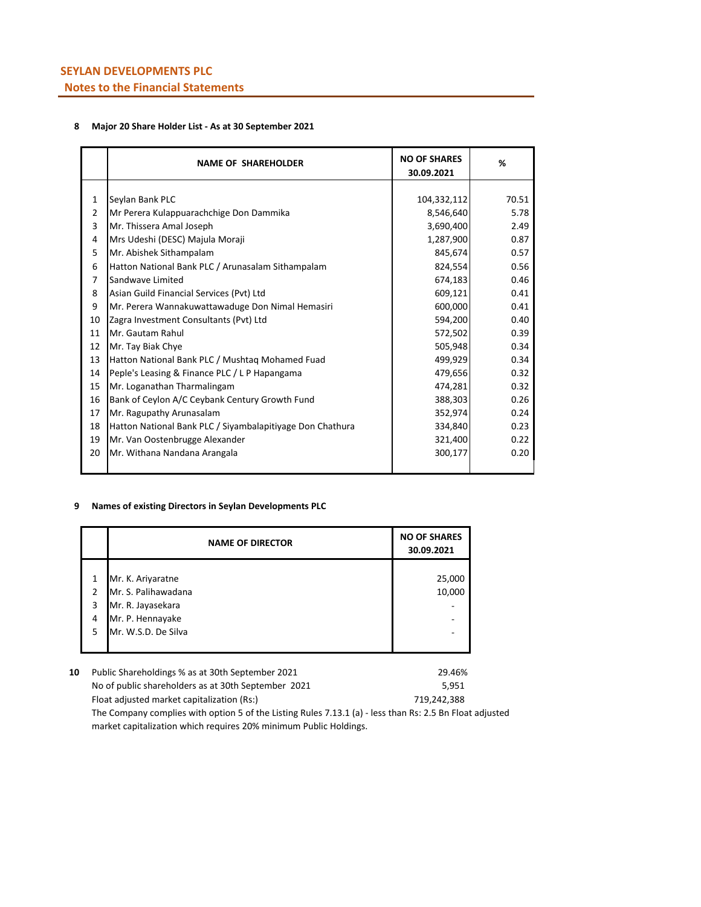## SEYLAN DEVELOPMENTS PLC

### Notes to the Financial Statements

**8 Major 20 Share Holder List - As at 30 September 2021**

| | NAME OF SHAREHOLDER | NO OF SHARES 30.09.2021 | % |
|---|---|---|---|
| 1 | Seylan Bank PLC | 104,332,112 | 70.51 |
| 2 | Mr Perera Kulappuarachchige Don Dammika | 8,546,640 | 5.78 |
| 3 | Mr. Thissera Amal Joseph | 3,690,400 | 2.49 |
| 4 | Mrs Udeshi (DESC) Majula Moraji | 1,287,900 | 0.87 |
| 5 | Mr. Abishek Sithampalam | 845,674 | 0.57 |
| 6 | Hatton National Bank PLC / Arunasalam Sithampalam | 824,554 | 0.56 |
| 7 | Sandwave Limited | 674,183 | 0.46 |
| 8 | Asian Guild Financial Services (Pvt) Ltd | 609,121 | 0.41 |
| 9 | Mr. Perera Wannakuwattawaduge Don Nimal Hemasiri | 600,000 | 0.41 |
| 10 | Zagra Investment Consultants (Pvt) Ltd | 594,200 | 0.40 |
| 11 | Mr. Gautam Rahul | 572,502 | 0.39 |
| 12 | Mr. Tay Biak Chye | 505,948 | 0.34 |
| 13 | Hatton National Bank PLC / Mushtaq Mohamed Fuad | 499,929 | 0.34 |
| 14 | Peple's Leasing & Finance PLC / L P Hapangama | 479,656 | 0.32 |
| 15 | Mr. Loganathan Tharmalingam | 474,281 | 0.32 |
| 16 | Bank of Ceylon A/C Ceybank Century Growth Fund | 388,303 | 0.26 |
| 17 | Mr. Ragupathy Arunasalam | 352,974 | 0.24 |
| 18 | Hatton National Bank PLC / Siyambalapitiyage Don Chathura | 334,840 | 0.23 |
| 19 | Mr. Van Oostenbrugge Alexander | 321,400 | 0.22 |
| 20 | Mr. Withana Nandana Arangala | 300,177 | 0.20 |

**9 Names of existing Directors in Seylan Developments PLC**

| | NAME OF DIRECTOR | NO OF SHARES 30.09.2021 |
|---|---|---|
| 1 | Mr. K. Ariyaratne | 25,000 |
| 2 | Mr. S. Palihawadana | 10,000 |
| 3 | Mr. R. Jayasekara | - |
| 4 | Mr. P. Hennayake | - |
| 5 | Mr. W.S.D. De Silva | - |

**10**

| | |
|---|---|
| Public Shareholdings % as at 30th September 2021 | 29.46% |
| No of public shareholders as at 30th September 2021 | 5,951 |
| Float adjusted market capitalization (Rs:) | 719,242,388 |

The Company complies with option 5 of the Listing Rules 7.13.1 (a) - less than Rs: 2.5 Bn Float adjusted market capitalization which requires 20% minimum Public Holdings.